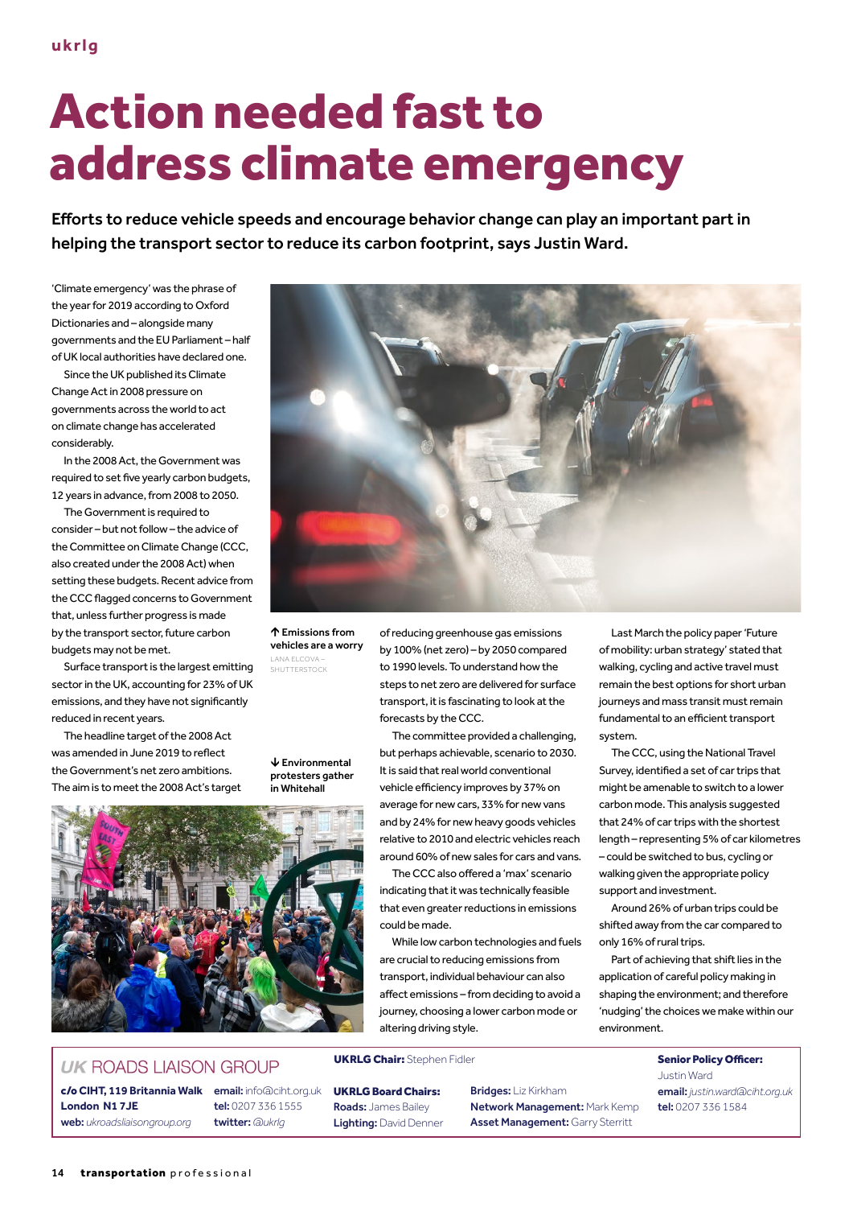# Action needed fast to address climate emergency

**Efforts to reduce vehicle speeds and encourage behavior change can play an important part in helping the transport sector to reduce its carbon footprint, says Justin Ward.**

'Climate emergency' was the phrase of the year for 2019 according to Oxford Dictionaries and – alongside many governments and the EU Parliament – half of UK local authorities have declared one.

Since the UK published its Climate Change Act in 2008 pressure on governments across the world to act on climate change has accelerated considerably.

In the 2008 Act, the Government was required to set five yearly carbon budgets, 12 years in advance, from 2008 to 2050.

The Government is required to consider – but not follow – the advice of the Committee on Climate Change (CCC, also created under the 2008 Act) when setting these budgets. Recent advice from the CCC flagged concerns to Government that, unless further progress is made by the transport sector, future carbon budgets may not be met.

Surface transport is the largest emitting sector in the UK, accounting for 23% of UK emissions, and they have not significantly reduced in recent years.

The headline target of the 2008 Act was amended in June 2019 to reflect the Government's net zero ambitions. The aim is to meet the 2008 Act's target of reducing greenhouse gas emissions by 100% (net zero) – by 2050 compared to 1990 levels. To understand how the steps to net zero are delivered for surface transport, it is fascinating to look at the forecasts by the CCC.

The committee provided a challenging, but perhaps achievable, scenario to 2030. It is said that real world conventional vehicle efficiency improves by 37% on average for new cars, 33% for new vans and by 24% for new heavy goods vehicles relative to 2010 and electric vehicles reach around 60% of new sales for cars and vans.

The CCC also offered a 'max' scenario indicating that it was technically feasible that even greater reductions in emissions could be made.

While low carbon technologies and fuels are crucial to reducing emissions from transport, individual behaviour can also affect emissions – from deciding to avoid a journey, choosing a lower carbon mode or altering driving style.

Last March the policy paper 'Future of mobility: urban strategy' stated that walking, cycling and active travel must remain the best options for short urban journeys and mass transit must remain fundamental to an efficient transport system.

The CCC, using the National Travel Survey, identified a set of car trips that might be amenable to switch to a lower carbon mode. This analysis suggested that 24% of car trips with the shortest length – representing 5% of car kilometres – could be switched to bus, cycling or walking given the appropriate policy support and investment.

Around 26% of urban trips could be shifted away from the car compared to only 16% of rural trips.

Part of achieving that shift lies in the application of careful policy making in shaping the environment; and therefore 'nudging' the choices we make within our environment.

↑ **Emissions from vehicles are a worry**
LANA ELCOVA – SHUTTERSTOCK

↓ **Environmental protesters gather in Whitehall**

---

*UK* ROADS LIAISON GROUP

**c/o CIHT, 119 Britannia Walk London N1 7JE**
**web:** *ukroadsliaisongroup.org*

**email:** info@ciht.org.uk
**tel:** 0207 336 1555
**twitter:** *@ukrlg*

**UKRLG Chair:** Stephen Fidler

**UKRLG Board Chairs:**
**Roads:** James Bailey
**Lighting:** David Denner
**Bridges:** Liz Kirkham
**Network Management:** Mark Kemp
**Asset Management:** Garry Sterritt

**Senior Policy Officer:** Justin Ward
**email:** *justin.ward@ciht.org.uk*
**tel:** 0207 336 1584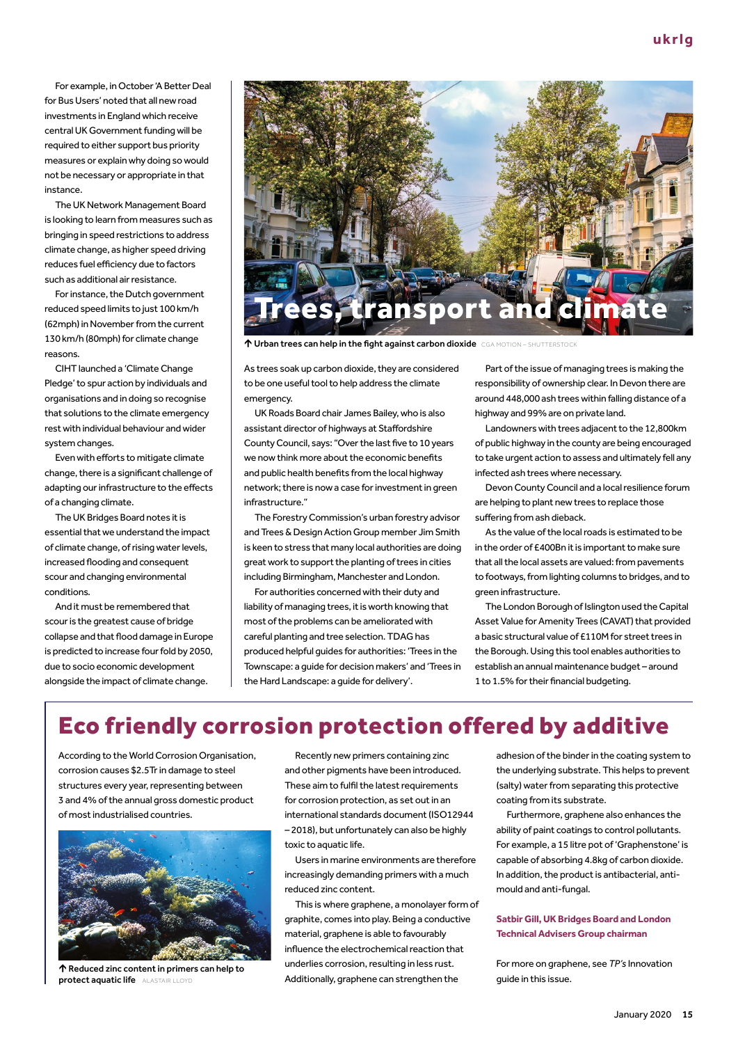For example, in October 'A Better Deal for Bus Users' noted that all new road investments in England which receive central UK Government funding will be required to either support bus priority measures or explain why doing so would not be necessary or appropriate in that instance.

The UK Network Management Board is looking to learn from measures such as bringing in speed restrictions to address climate change, as higher speed driving reduces fuel efficiency due to factors such as additional air resistance.

For instance, the Dutch government reduced speed limits to just 100 km/h (62mph) in November from the current 130 km/h (80mph) for climate change reasons.

CIHT launched a 'Climate Change Pledge' to spur action by individuals and organisations and in doing so recognise that solutions to the climate emergency rest with individual behaviour and wider system changes.

Even with efforts to mitigate climate change, there is a significant challenge of adapting our infrastructure to the effects of a changing climate.

The UK Bridges Board notes it is essential that we understand the impact of climate change, of rising water levels, increased flooding and consequent scour and changing environmental conditions.

And it must be remembered that scour is the greatest cause of bridge collapse and that flood damage in Europe is predicted to increase four fold by 2050, due to socio economic development alongside the impact of climate change.

## Trees, transport and climate

↑ **Urban trees can help in the fight against carbon dioxide** CGA MOTION – SHUTTERSTOCK

As trees soak up carbon dioxide, they are considered to be one useful tool to help address the climate emergency.

UK Roads Board chair James Bailey, who is also assistant director of highways at Staffordshire County Council, says: "Over the last five to 10 years we now think more about the economic benefits and public health benefits from the local highway network; there is now a case for investment in green infrastructure."

The Forestry Commission's urban forestry advisor and Trees & Design Action Group member Jim Smith is keen to stress that many local authorities are doing great work to support the planting of trees in cities including Birmingham, Manchester and London.

For authorities concerned with their duty and liability of managing trees, it is worth knowing that most of the problems can be ameliorated with careful planting and tree selection. TDAG has produced helpful guides for authorities: 'Trees in the Townscape: a guide for decision makers' and 'Trees in the Hard Landscape: a guide for delivery'.

Part of the issue of managing trees is making the responsibility of ownership clear. In Devon there are around 448,000 ash trees within falling distance of a highway and 99% are on private land.

Landowners with trees adjacent to the 12,800km of public highway in the county are being encouraged to take urgent action to assess and ultimately fell any infected ash trees where necessary.

Devon County Council and a local resilience forum are helping to plant new trees to replace those suffering from ash dieback.

As the value of the local roads is estimated to be in the order of £400Bn it is important to make sure that all the local assets are valued: from pavements to footways, from lighting columns to bridges, and to green infrastructure.

The London Borough of Islington used the Capital Asset Value for Amenity Trees (CAVAT) that provided a basic structural value of £110M for street trees in the Borough. Using this tool enables authorities to establish an annual maintenance budget – around 1 to 1.5% for their financial budgeting.

# Eco friendly corrosion protection offered by additive

According to the World Corrosion Organisation, corrosion causes $2.5Tr in damage to steel structures every year, representing between 3 and 4% of the annual gross domestic product of most industrialised countries.

↑ **Reduced zinc content in primers can help to protect aquatic life** ALASTAIR LLOYD

Recently new primers containing zinc and other pigments have been introduced. These aim to fulfil the latest requirements for corrosion protection, as set out in an international standards document (ISO12944 – 2018), but unfortunately can also be highly toxic to aquatic life.

Users in marine environments are therefore increasingly demanding primers with a much reduced zinc content.

This is where graphene, a monolayer form of graphite, comes into play. Being a conductive material, graphene is able to favourably influence the electrochemical reaction that underlies corrosion, resulting in less rust. Additionally, graphene can strengthen the adhesion of the binder in the coating system to the underlying substrate. This helps to prevent (salty) water from separating this protective coating from its substrate.

Furthermore, graphene also enhances the ability of paint coatings to control pollutants. For example, a 15 litre pot of 'Graphenstone' is capable of absorbing 4.8kg of carbon dioxide. In addition, the product is antibacterial, anti-mould and anti-fungal.

**Satbir Gill, UK Bridges Board and London Technical Advisers Group chairman**

For more on graphene, see *TP's* Innovation guide in this issue.